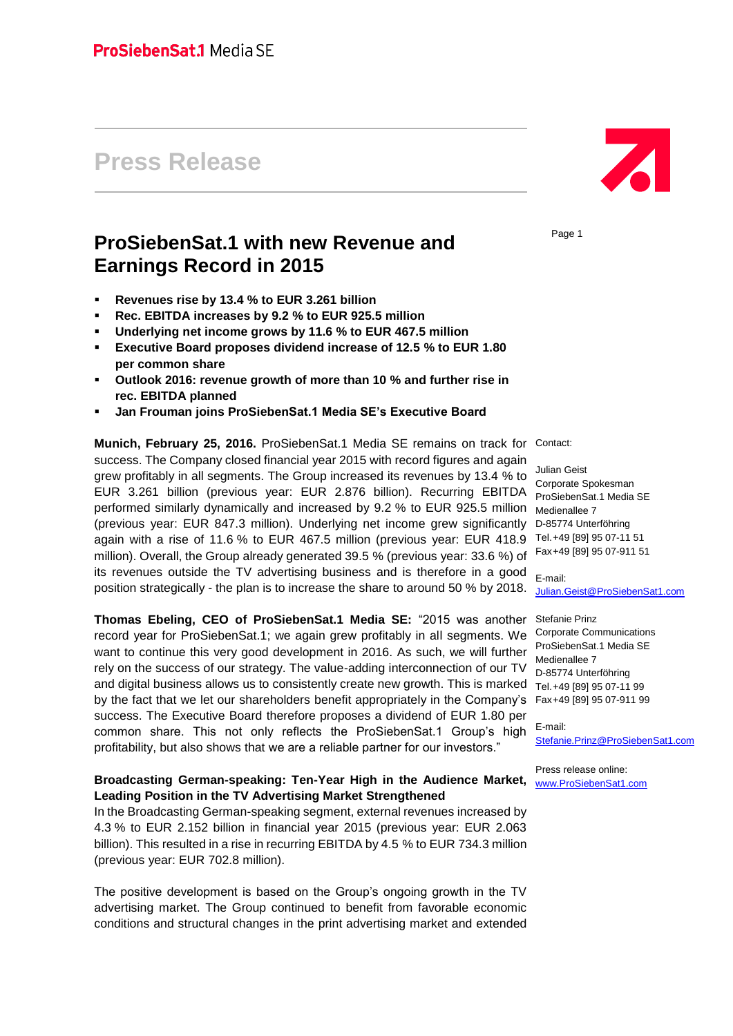ProSiebenSat.1 Media SE

# Press Release

## ProSiebenSat.1 with new Revenue and Earnings Record in 2015

- **Revenues rise by 13.4 % to EUR 3.261 billion**
- **Rec. EBITDA increases by 9.2 % to EUR 925.5 million**
- **Underlying net income grows by 11.6 % to EUR 467.5 million**
- **Executive Board proposes dividend increase of 12.5 % to EUR 1.80 per common share**
- **Outlook 2016: revenue growth of more than 10 % and further rise in rec. EBITDA planned**
- **Jan Frouman joins ProSiebenSat.1 Media SE's Executive Board**

**Munich, February 25, 2016.** ProSiebenSat.1 Media SE remains on track for success. The Company closed financial year 2015 with record figures and again grew profitably in all segments. The Group increased its revenues by 13.4 % to EUR 3.261 billion (previous year: EUR 2.876 billion). Recurring EBITDA performed similarly dynamically and increased by 9.2 % to EUR 925.5 million (previous year: EUR 847.3 million). Underlying net income grew significantly again with a rise of 11.6 % to EUR 467.5 million (previous year: EUR 418.9 million). Overall, the Group already generated 39.5 % (previous year: 33.6 %) of its revenues outside the TV advertising business and is therefore in a good position strategically - the plan is to increase the share to around 50 % by 2018.

**Thomas Ebeling, CEO of ProSiebenSat.1 Media SE:** "2015 was another record year for ProSiebenSat.1; we again grew profitably in all segments. We want to continue this very good development in 2016. As such, we will further rely on the success of our strategy. The value-adding interconnection of our TV and digital business allows us to consistently create new growth. This is marked by the fact that we let our shareholders benefit appropriately in the Company's success. The Executive Board therefore proposes a dividend of EUR 1.80 per common share. This not only reflects the ProSiebenSat.1 Group's high profitability, but also shows that we are a reliable partner for our investors."

**Broadcasting German-speaking: Ten-Year High in the Audience Market, Leading Position in the TV Advertising Market Strengthened**

In the Broadcasting German-speaking segment, external revenues increased by 4.3 % to EUR 2.152 billion in financial year 2015 (previous year: EUR 2.063 billion). This resulted in a rise in recurring EBITDA by 4.5 % to EUR 734.3 million (previous year: EUR 702.8 million).

The positive development is based on the Group's ongoing growth in the TV advertising market. The Group continued to benefit from favorable economic conditions and structural changes in the print advertising market and extended

Contact:

Julian Geist
Corporate Spokesman
ProSiebenSat.1 Media SE
Medienallee 7
D-85774 Unterföhring
Tel.+49 [89] 95 07-11 51
Fax+49 [89] 95 07-911 51

E-mail:
Julian.Geist@ProSiebenSat1.com

Stefanie Prinz
Corporate Communications
ProSiebenSat.1 Media SE
Medienallee 7
D-85774 Unterföhring
Tel.+49 [89] 95 07-11 99
Fax+49 [89] 95 07-911 99

E-mail:
Stefanie.Prinz@ProSiebenSat1.com

Press release online:
www.ProSiebenSat1.com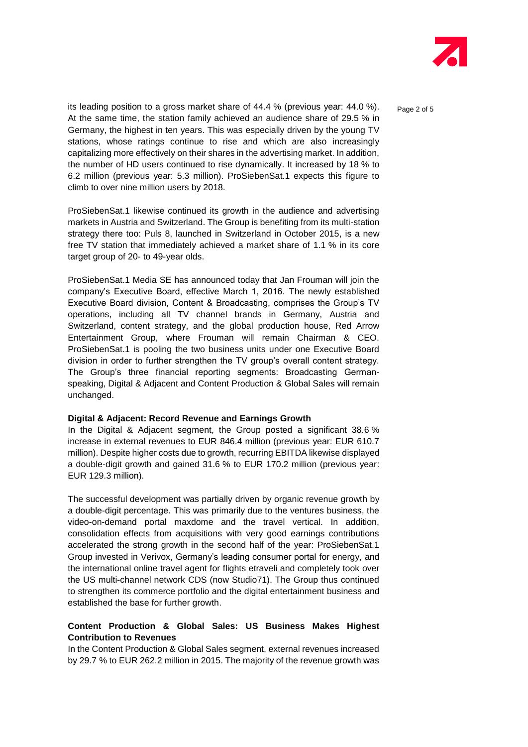its leading position to a gross market share of 44.4 % (previous year: 44.0 %). At the same time, the station family achieved an audience share of 29.5 % in Germany, the highest in ten years. This was especially driven by the young TV stations, whose ratings continue to rise and which are also increasingly capitalizing more effectively on their shares in the advertising market. In addition, the number of HD users continued to rise dynamically. It increased by 18 % to 6.2 million (previous year: 5.3 million). ProSiebenSat.1 expects this figure to climb to over nine million users by 2018.

ProSiebenSat.1 likewise continued its growth in the audience and advertising markets in Austria and Switzerland. The Group is benefiting from its multi-station strategy there too: Puls 8, launched in Switzerland in October 2015, is a new free TV station that immediately achieved a market share of 1.1 % in its core target group of 20- to 49-year olds.

ProSiebenSat.1 Media SE has announced today that Jan Frouman will join the company's Executive Board, effective March 1, 2016. The newly established Executive Board division, Content & Broadcasting, comprises the Group's TV operations, including all TV channel brands in Germany, Austria and Switzerland, content strategy, and the global production house, Red Arrow Entertainment Group, where Frouman will remain Chairman & CEO. ProSiebenSat.1 is pooling the two business units under one Executive Board division in order to further strengthen the TV group's overall content strategy. The Group's three financial reporting segments: Broadcasting German-speaking, Digital & Adjacent and Content Production & Global Sales will remain unchanged.

**Digital & Adjacent: Record Revenue and Earnings Growth**

In the Digital & Adjacent segment, the Group posted a significant 38.6 % increase in external revenues to EUR 846.4 million (previous year: EUR 610.7 million). Despite higher costs due to growth, recurring EBITDA likewise displayed a double-digit growth and gained 31.6 % to EUR 170.2 million (previous year: EUR 129.3 million).

The successful development was partially driven by organic revenue growth by a double-digit percentage. This was primarily due to the ventures business, the video-on-demand portal maxdome and the travel vertical. In addition, consolidation effects from acquisitions with very good earnings contributions accelerated the strong growth in the second half of the year: ProSiebenSat.1 Group invested in Verivox, Germany's leading consumer portal for energy, and the international online travel agent for flights etraveli and completely took over the US multi-channel network CDS (now Studio71). The Group thus continued to strengthen its commerce portfolio and the digital entertainment business and established the base for further growth.

**Content Production & Global Sales: US Business Makes Highest Contribution to Revenues**

In the Content Production & Global Sales segment, external revenues increased by 29.7 % to EUR 262.2 million in 2015. The majority of the revenue growth was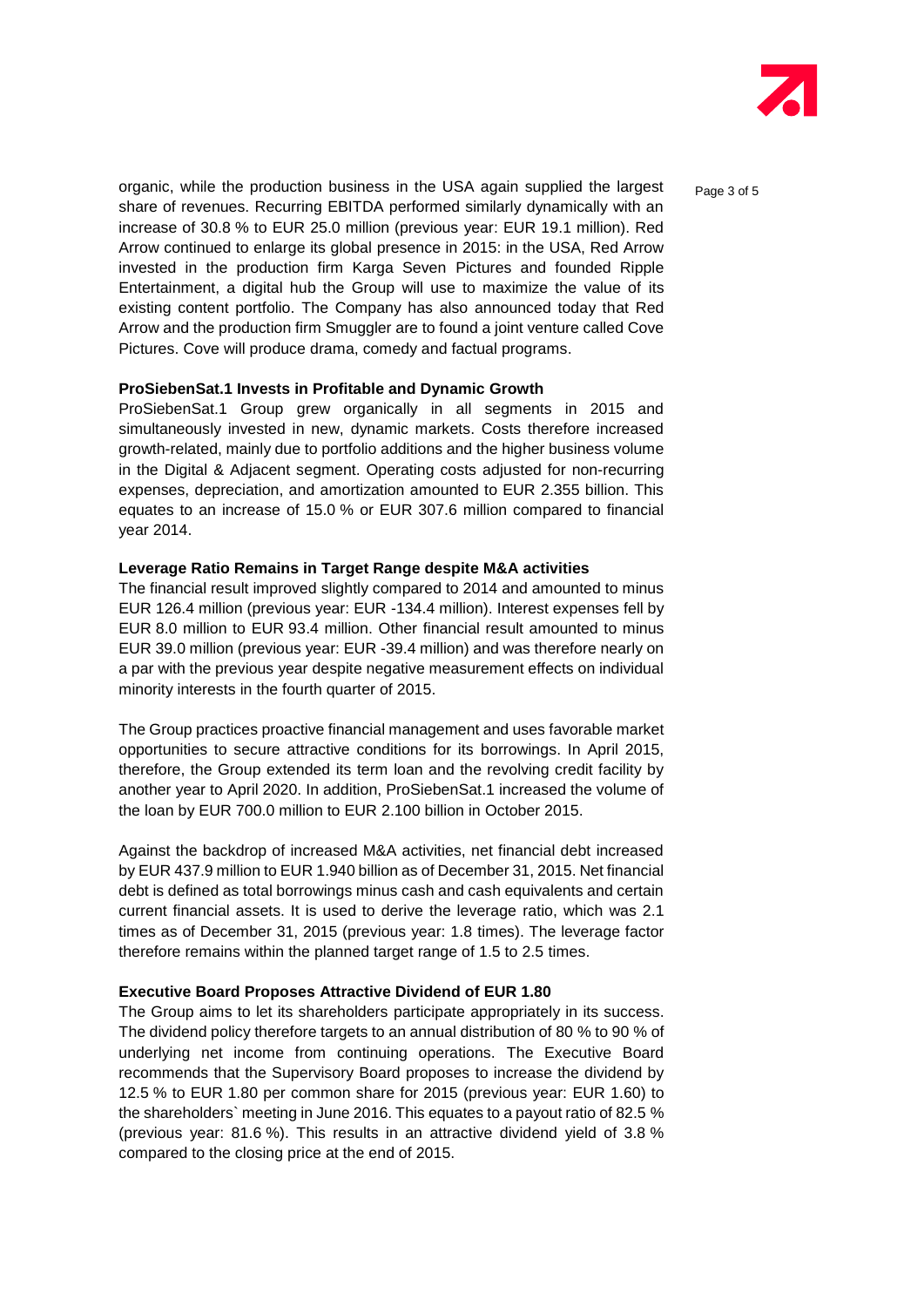organic, while the production business in the USA again supplied the largest share of revenues. Recurring EBITDA performed similarly dynamically with an increase of 30.8 % to EUR 25.0 million (previous year: EUR 19.1 million). Red Arrow continued to enlarge its global presence in 2015: in the USA, Red Arrow invested in the production firm Karga Seven Pictures and founded Ripple Entertainment, a digital hub the Group will use to maximize the value of its existing content portfolio. The Company has also announced today that Red Arrow and the production firm Smuggler are to found a joint venture called Cove Pictures. Cove will produce drama, comedy and factual programs.

**ProSiebenSat.1 Invests in Profitable and Dynamic Growth**

ProSiebenSat.1 Group grew organically in all segments in 2015 and simultaneously invested in new, dynamic markets. Costs therefore increased growth-related, mainly due to portfolio additions and the higher business volume in the Digital & Adjacent segment. Operating costs adjusted for non-recurring expenses, depreciation, and amortization amounted to EUR 2.355 billion. This equates to an increase of 15.0 % or EUR 307.6 million compared to financial year 2014.

**Leverage Ratio Remains in Target Range despite M&A activities**

The financial result improved slightly compared to 2014 and amounted to minus EUR 126.4 million (previous year: EUR -134.4 million). Interest expenses fell by EUR 8.0 million to EUR 93.4 million. Other financial result amounted to minus EUR 39.0 million (previous year: EUR -39.4 million) and was therefore nearly on a par with the previous year despite negative measurement effects on individual minority interests in the fourth quarter of 2015.

The Group practices proactive financial management and uses favorable market opportunities to secure attractive conditions for its borrowings. In April 2015, therefore, the Group extended its term loan and the revolving credit facility by another year to April 2020. In addition, ProSiebenSat.1 increased the volume of the loan by EUR 700.0 million to EUR 2.100 billion in October 2015.

Against the backdrop of increased M&A activities, net financial debt increased by EUR 437.9 million to EUR 1.940 billion as of December 31, 2015. Net financial debt is defined as total borrowings minus cash and cash equivalents and certain current financial assets. It is used to derive the leverage ratio, which was 2.1 times as of December 31, 2015 (previous year: 1.8 times). The leverage factor therefore remains within the planned target range of 1.5 to 2.5 times.

**Executive Board Proposes Attractive Dividend of EUR 1.80**

The Group aims to let its shareholders participate appropriately in its success. The dividend policy therefore targets to an annual distribution of 80 % to 90 % of underlying net income from continuing operations. The Executive Board recommends that the Supervisory Board proposes to increase the dividend by 12.5 % to EUR 1.80 per common share for 2015 (previous year: EUR 1.60) to the shareholders` meeting in June 2016. This equates to a payout ratio of 82.5 % (previous year: 81.6 %). This results in an attractive dividend yield of 3.8 % compared to the closing price at the end of 2015.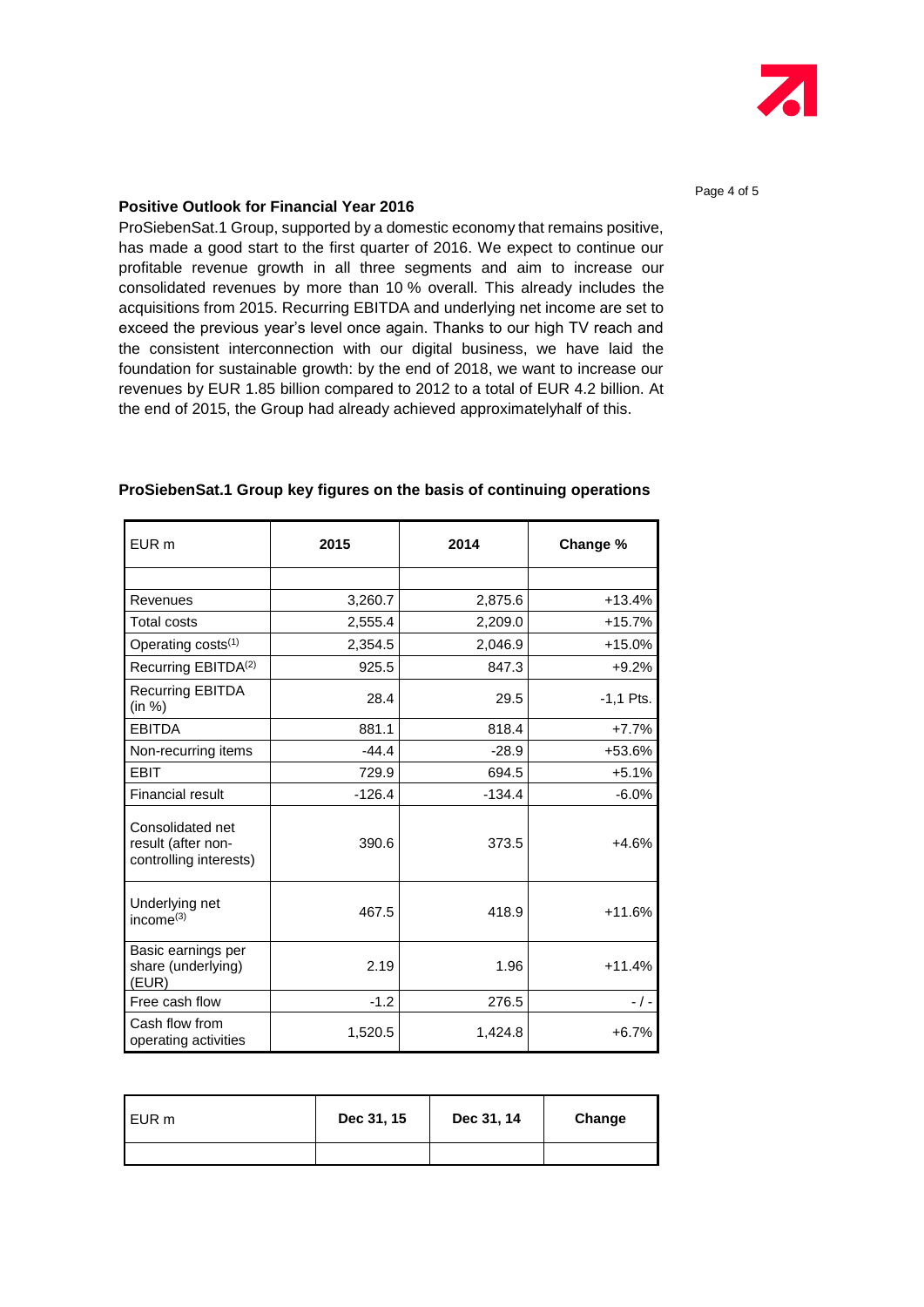**Positive Outlook for Financial Year 2016**

ProSiebenSat.1 Group, supported by a domestic economy that remains positive, has made a good start to the first quarter of 2016. We expect to continue our profitable revenue growth in all three segments and aim to increase our consolidated revenues by more than 10 % overall. This already includes the acquisitions from 2015. Recurring EBITDA and underlying net income are set to exceed the previous year's level once again. Thanks to our high TV reach and the consistent interconnection with our digital business, we have laid the foundation for sustainable growth: by the end of 2018, we want to increase our revenues by EUR 1.85 billion compared to 2012 to a total of EUR 4.2 billion. At the end of 2015, the Group had already achieved approximatelyhalf of this.

**ProSiebenSat.1 Group key figures on the basis of continuing operations**

| EUR m | 2015 | 2014 | Change % |
|---|---|---|---|
| | | | |
| Revenues | 3,260.7 | 2,875.6 | +13.4% |
| Total costs | 2,555.4 | 2,209.0 | +15.7% |
| Operating costs[1] | 2,354.5 | 2,046.9 | +15.0% |
| Recurring EBITDA[2] | 925.5 | 847.3 | +9.2% |
| Recurring EBITDA (in %) | 28.4 | 29.5 | -1,1 Pts. |
| EBITDA | 881.1 | 818.4 | +7.7% |
| Non-recurring items | -44.4 | -28.9 | +53.6% |
| EBIT | 729.9 | 694.5 | +5.1% |
| Financial result | -126.4 | -134.4 | -6.0% |
| Consolidated net result (after non-controlling interests) | 390.6 | 373.5 | +4.6% |
| Underlying net income[3] | 467.5 | 418.9 | +11.6% |
| Basic earnings per share (underlying) (EUR) | 2.19 | 1.96 | +11.4% |
| Free cash flow | -1.2 | 276.5 | - / - |
| Cash flow from operating activities | 1,520.5 | 1,424.8 | +6.7% |

| EUR m | Dec 31, 15 | Dec 31, 14 | Change |
|---|---|---|---|
| | | | |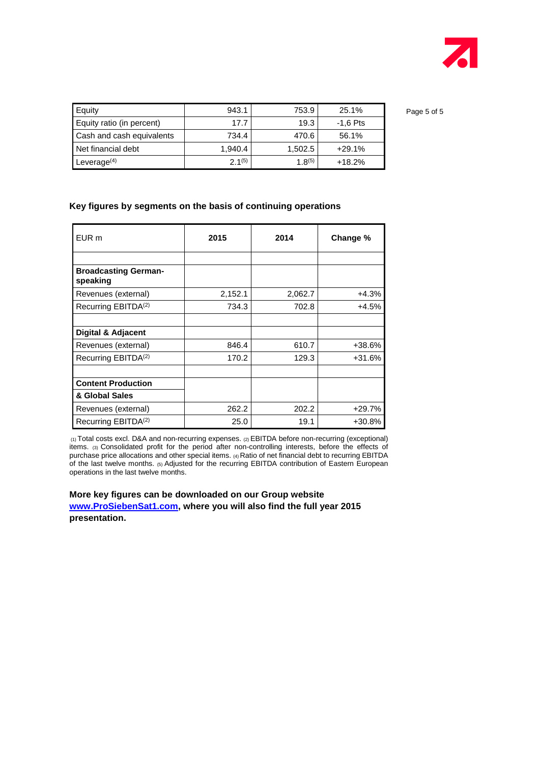| | | | |
|---|---|---|---|
| Equity | 943.1 | 753.9 | 25.1% |
| Equity ratio (in percent) | 17.7 | 19.3 | -1,6 Pts |
| Cash and cash equivalents | 734.4 | 470.6 | 56.1% |
| Net financial debt | 1,940.4 | 1,502.5 | +29.1% |
| Leverage[4] | 2.1[5] | 1.8[5] | +18.2% |

### Key figures by segments on the basis of continuing operations

| EUR m | **2015** | **2014** | **Change %** |
|---|---|---|---|
| | | | |
| **Broadcasting German-speaking** | | | |
| Revenues (external) | 2,152.1 | 2,062.7 | +4.3% |
| Recurring EBITDA[2] | 734.3 | 702.8 | +4.5% |
| | | | |
| **Digital & Adjacent** | | | |
| Revenues (external) | 846.4 | 610.7 | +38.6% |
| Recurring EBITDA[2] | 170.2 | 129.3 | +31.6% |
| | | | |
| **Content Production & Global Sales** | | | |
| Revenues (external) | 262.2 | 202.2 | +29.7% |
| Recurring EBITDA[2] | 25.0 | 19.1 | +30.8% |

(1) Total costs excl. D&A and non-recurring expenses. (2) EBITDA before non-recurring (exceptional) items. (3) Consolidated profit for the period after non-controlling interests, before the effects of purchase price allocations and other special items. (4) Ratio of net financial debt to recurring EBITDA of the last twelve months. (5) Adjusted for the recurring EBITDA contribution of Eastern European operations in the last twelve months.

**More key figures can be downloaded on our Group website [www.ProSiebenSat1.com](http://www.ProSiebenSat1.com), where you will also find the full year 2015 presentation.**